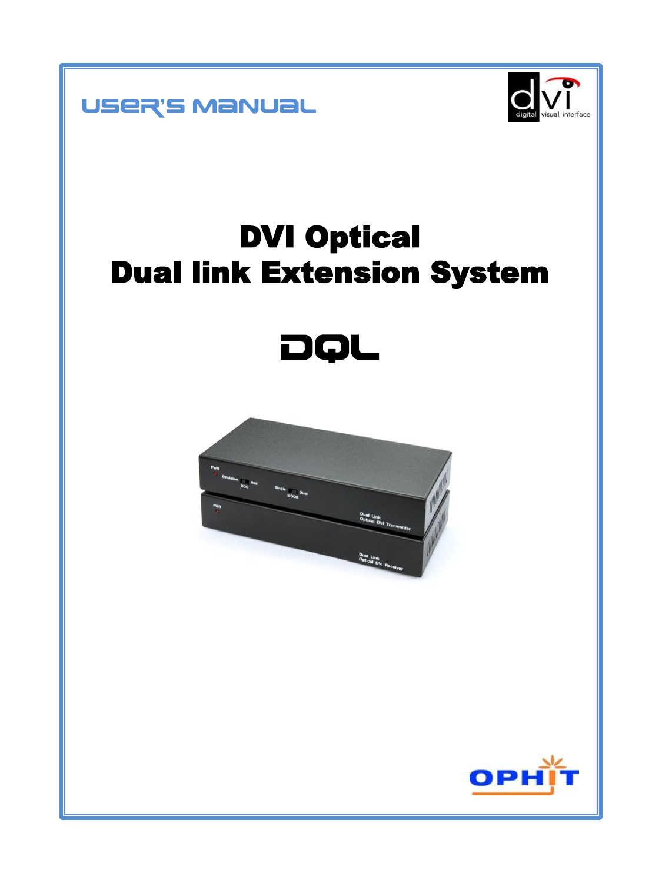USER'S MANUAL

# DVI Optical
# Dual link Extension System

## DQL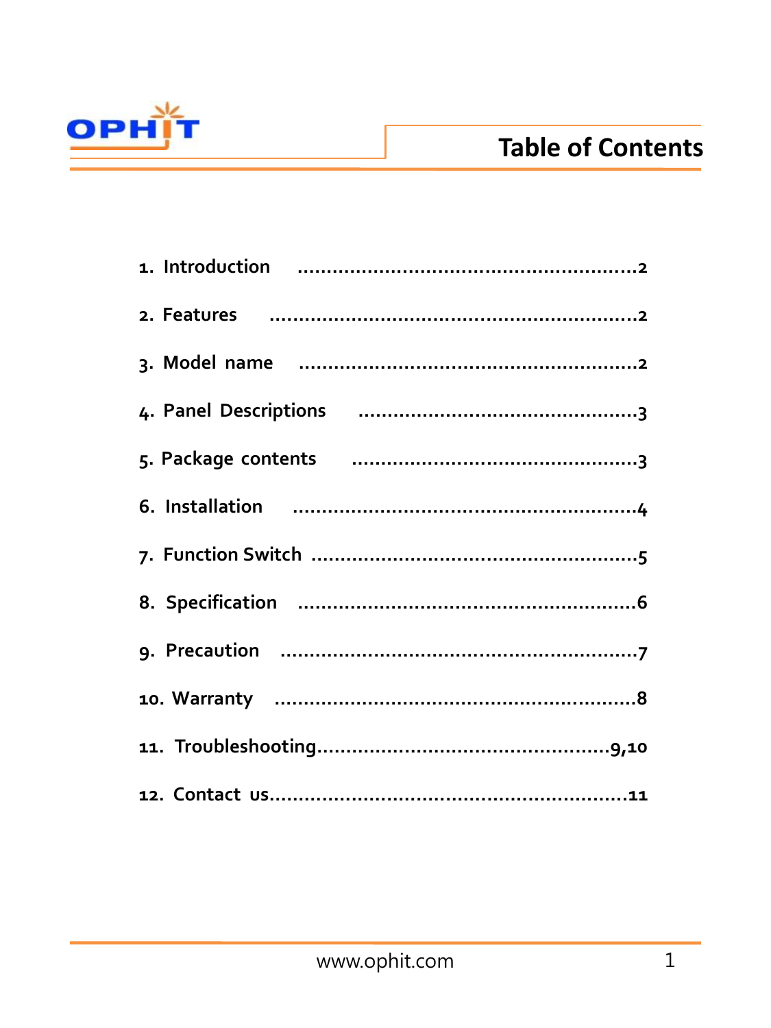# Table of Contents

1. Introduction ........................................................2
2. Features ..............................................................2
3. Model name ........................................................2
4. Panel Descriptions ...............................................3
5. Package contents .................................................3
6. Installation ..........................................................4
7. Function Switch .....................................................5
8. Specification .........................................................6
9. Precaution ............................................................7
10. Warranty ............................................................8
11. Troubleshooting.................................................9,10
12. Contact us...........................................................11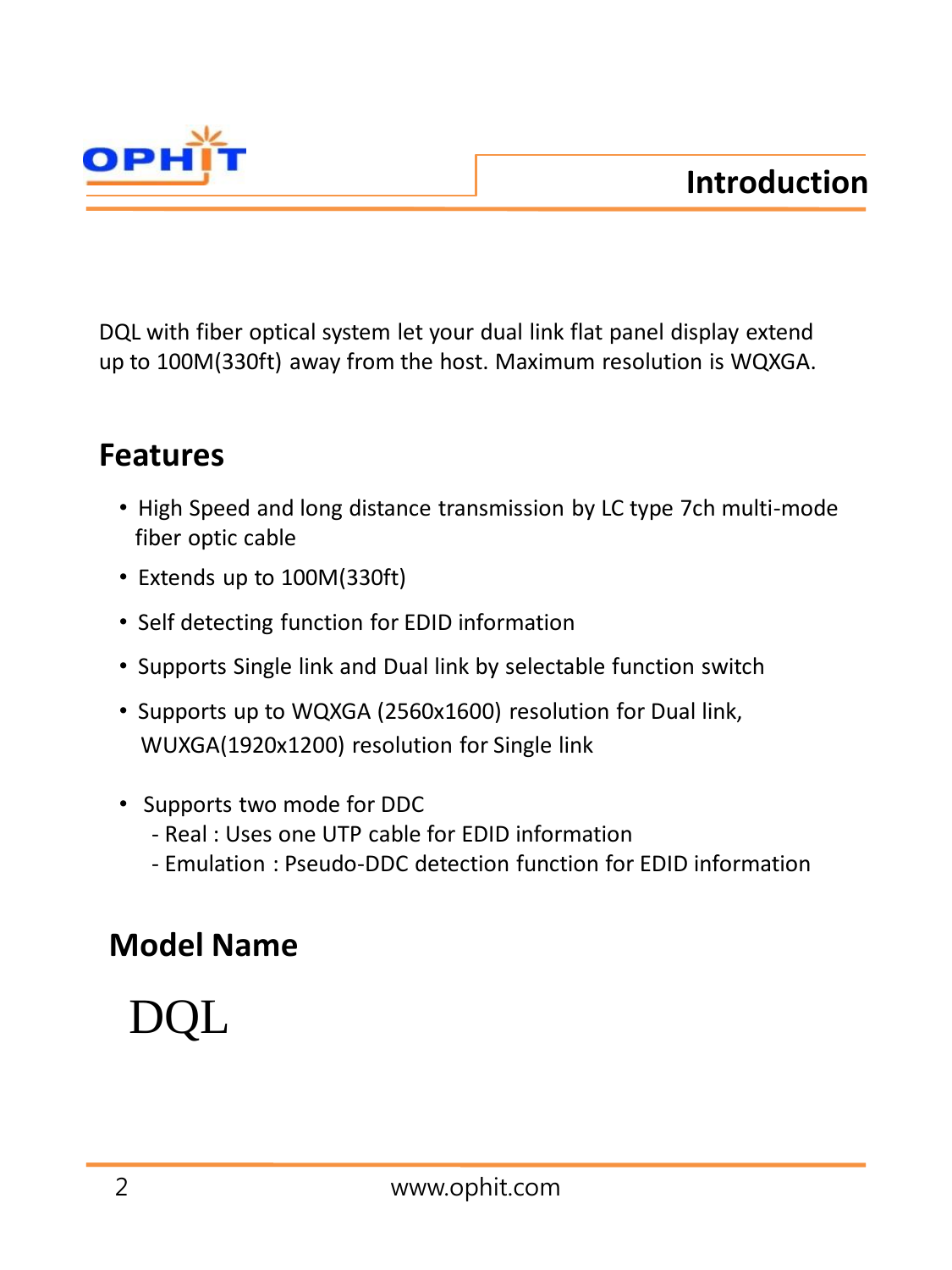# Introduction

DQL with fiber optical system let your dual link flat panel display extend up to 100M(330ft) away from the host. Maximum resolution is WQXGA.

## Features

- High Speed and long distance transmission by LC type 7ch multi-mode fiber optic cable
- Extends up to 100M(330ft)
- Self detecting function for EDID information
- Supports Single link and Dual link by selectable function switch
- Supports up to WQXGA (2560x1600) resolution for Dual link, WUXGA(1920x1200) resolution for Single link
- Supports two mode for DDC
  - Real : Uses one UTP cable for EDID information
  - Emulation : Pseudo-DDC detection function for EDID information

## Model Name

DQL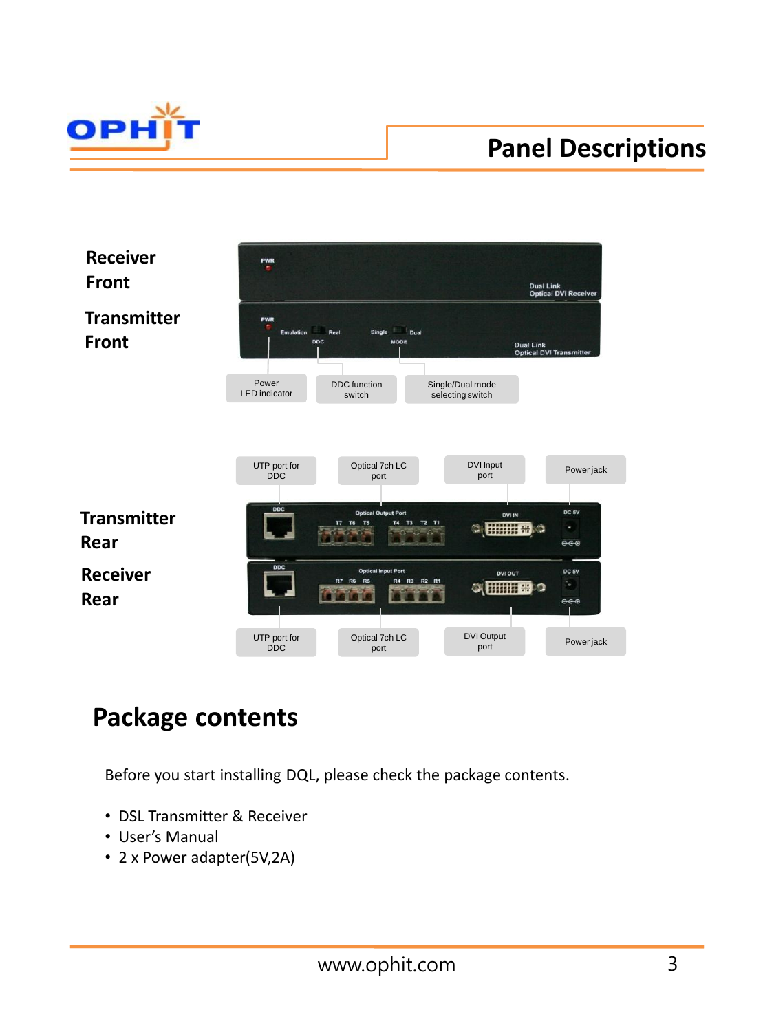## Panel Descriptions

**Receiver Front**

**Transmitter Front**

Power LED indicator

DDC function switch

Single/Dual mode selecting switch

UTP port for DDC

Optical 7ch LC port

DVI Input port

Power jack

**Transmitter Rear**

**Receiver Rear**

UTP port for DDC

Optical 7ch LC port

DVI Output port

Power jack

## Package contents

Before you start installing DQL, please check the package contents.

- DSL Transmitter & Receiver
- User's Manual
- 2 x Power adapter(5V,2A)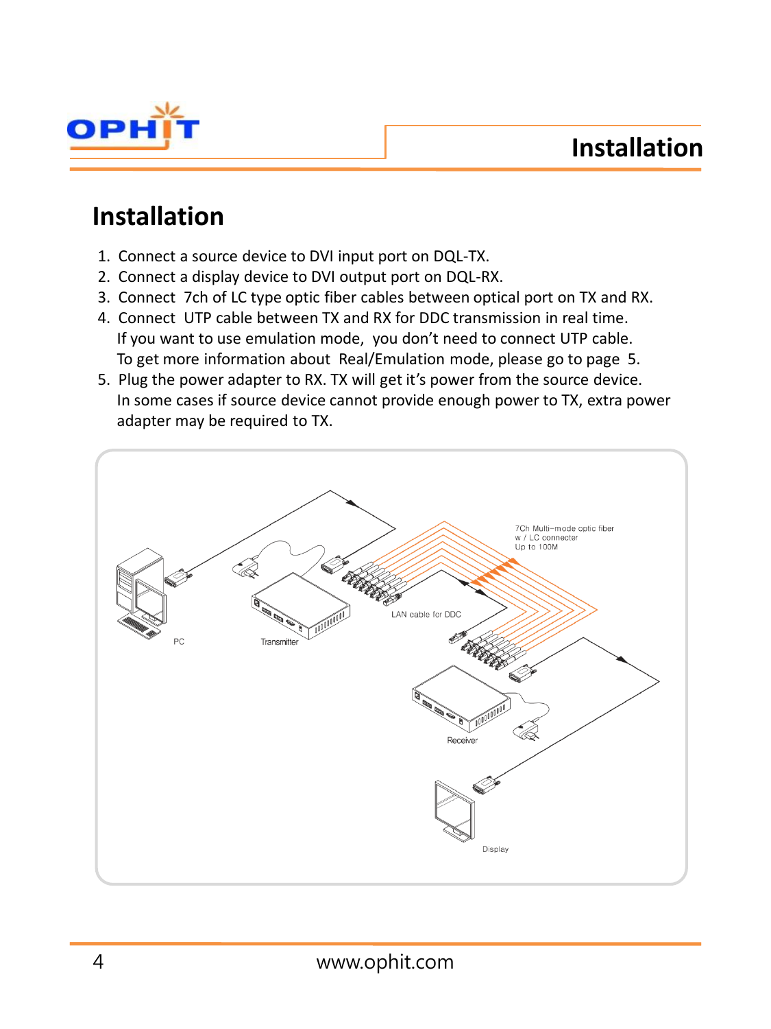# Installation

1. Connect a source device to DVI input port on DQL-TX.
2. Connect a display device to DVI output port on DQL-RX.
3. Connect 7ch of LC type optic fiber cables between optical port on TX and RX.
4. Connect UTP cable between TX and RX for DDC transmission in real time.
   If you want to use emulation mode, you don't need to connect UTP cable.
   To get more information about Real/Emulation mode, please go to page 5.
5. Plug the power adapter to RX. TX will get it's power from the source device.
   In some cases if source device cannot provide enough power to TX, extra power adapter may be required to TX.

7Ch Multi-mode optic fiber
w / LC connecter
Up to 100M

LAN cable for DDC

PC

Transmitter

Receiver

Display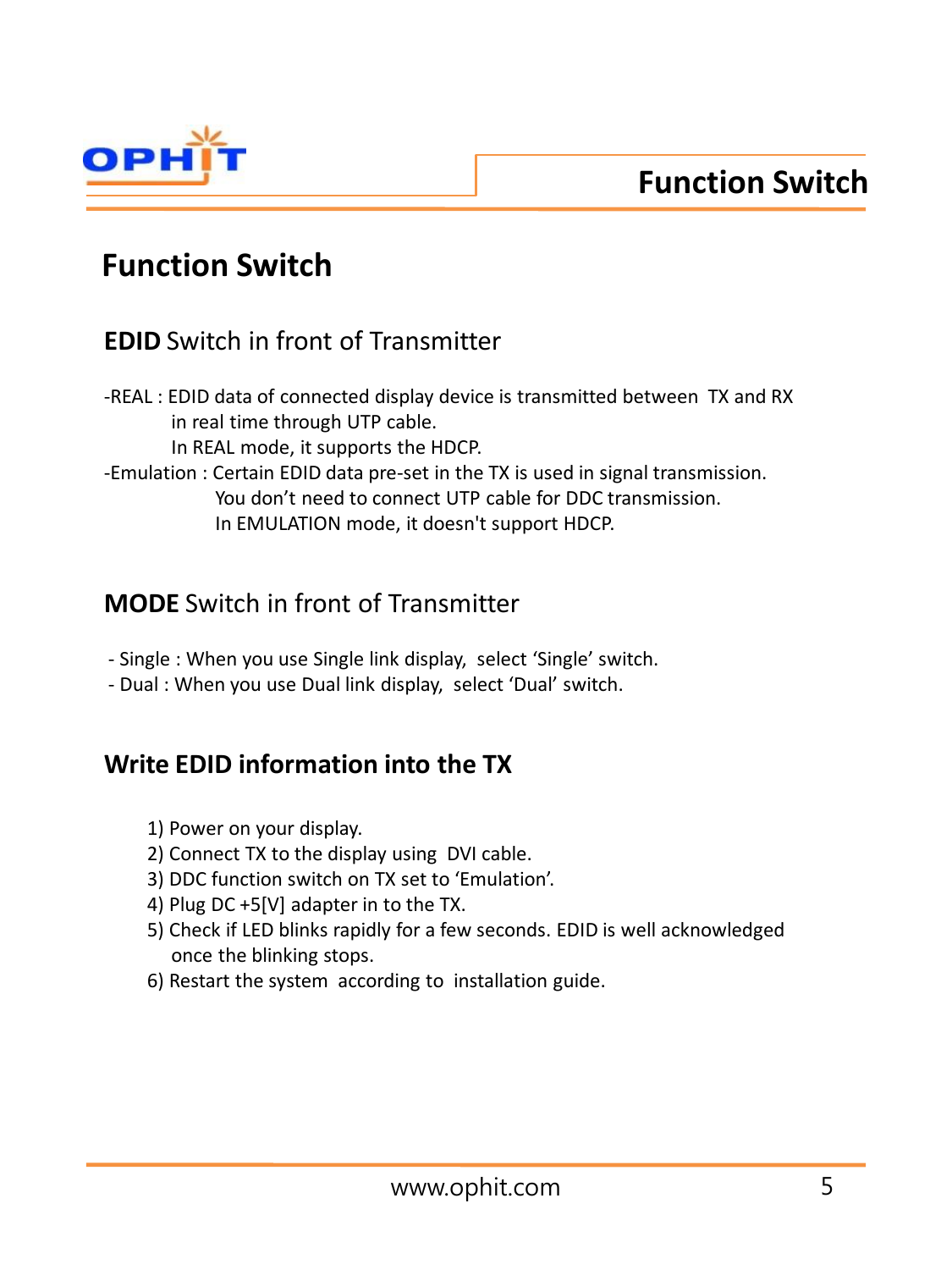# Function Switch

## **EDID** Switch in front of Transmitter

-REAL : EDID data of connected display device is transmitted between TX and RX in real time through UTP cable.
In REAL mode, it supports the HDCP.

-Emulation : Certain EDID data pre-set in the TX is used in signal transmission.
You don't need to connect UTP cable for DDC transmission.
In EMULATION mode, it doesn't support HDCP.

## **MODE** Switch in front of Transmitter

- Single : When you use Single link display, select 'Single' switch.
- Dual : When you use Dual link display, select 'Dual' switch.

## **Write EDID information into the TX**

1) Power on your display.
2) Connect TX to the display using DVI cable.
3) DDC function switch on TX set to 'Emulation'.
4) Plug DC +5[V] adapter in to the TX.
5) Check if LED blinks rapidly for a few seconds. EDID is well acknowledged once the blinking stops.
6) Restart the system according to installation guide.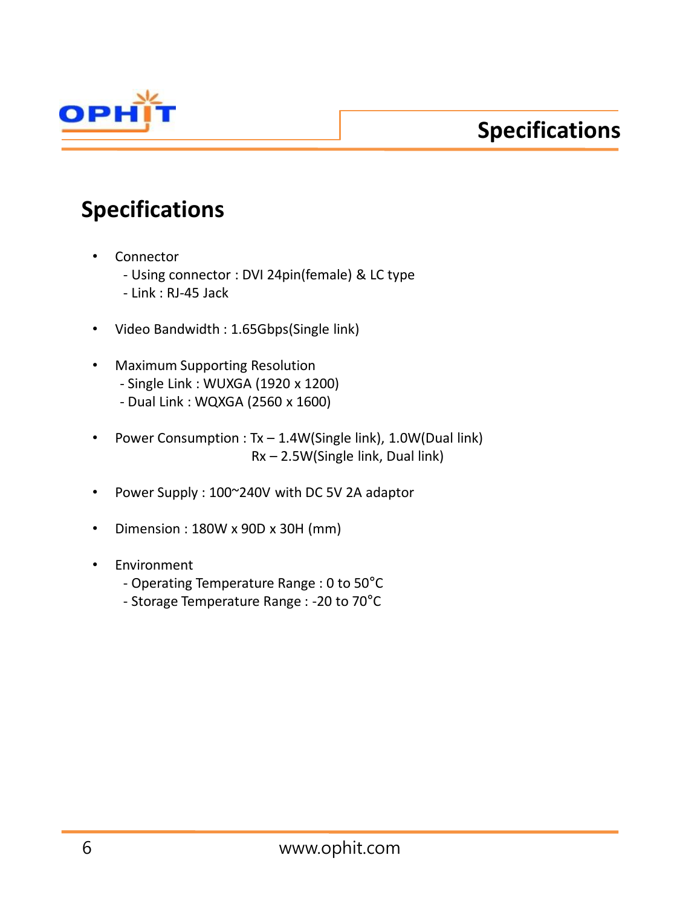# Specifications

- Connector
  - Using connector : DVI 24pin(female) & LC type
  - Link : RJ-45 Jack

- Video Bandwidth : 1.65Gbps(Single link)

- Maximum Supporting Resolution
  - Single Link : WUXGA (1920 x 1200)
  - Dual Link : WQXGA (2560 x 1600)

- Power Consumption : Tx – 1.4W(Single link), 1.0W(Dual link)
  Rx – 2.5W(Single link, Dual link)

- Power Supply : 100~240V with DC 5V 2A adaptor

- Dimension : 180W x 90D x 30H (mm)

- Environment
  - Operating Temperature Range : 0 to 50°C
  - Storage Temperature Range : -20 to 70°C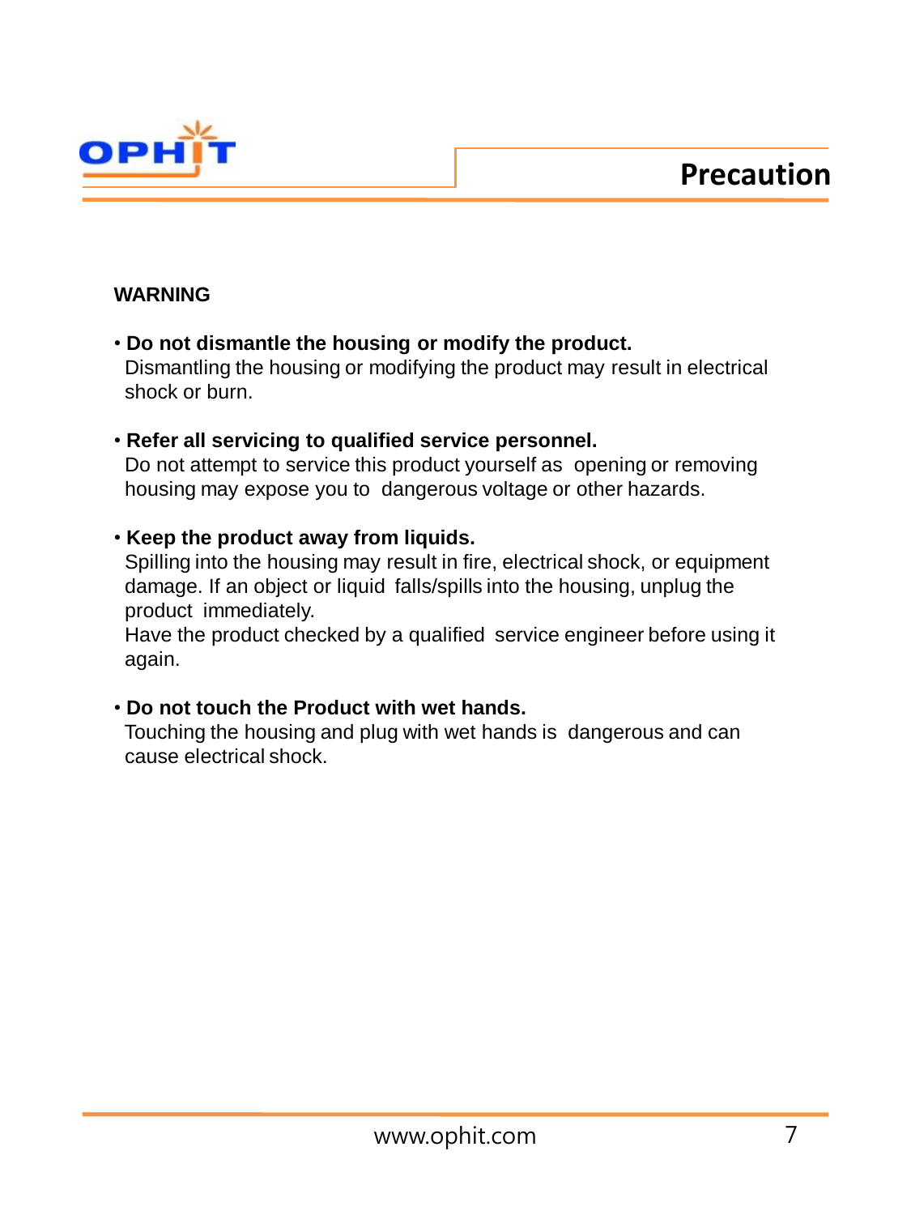# Precaution

**WARNING**

- **Do not dismantle the housing or modify the product.**
  Dismantling the housing or modifying the product may result in electrical shock or burn.

- **Refer all servicing to qualified service personnel.**
  Do not attempt to service this product yourself as opening or removing housing may expose you to dangerous voltage or other hazards.

- **Keep the product away from liquids.**
  Spilling into the housing may result in fire, electrical shock, or equipment damage. If an object or liquid falls/spills into the housing, unplug the product immediately.
  Have the product checked by a qualified service engineer before using it again.

- **Do not touch the Product with wet hands.**
  Touching the housing and plug with wet hands is dangerous and can cause electrical shock.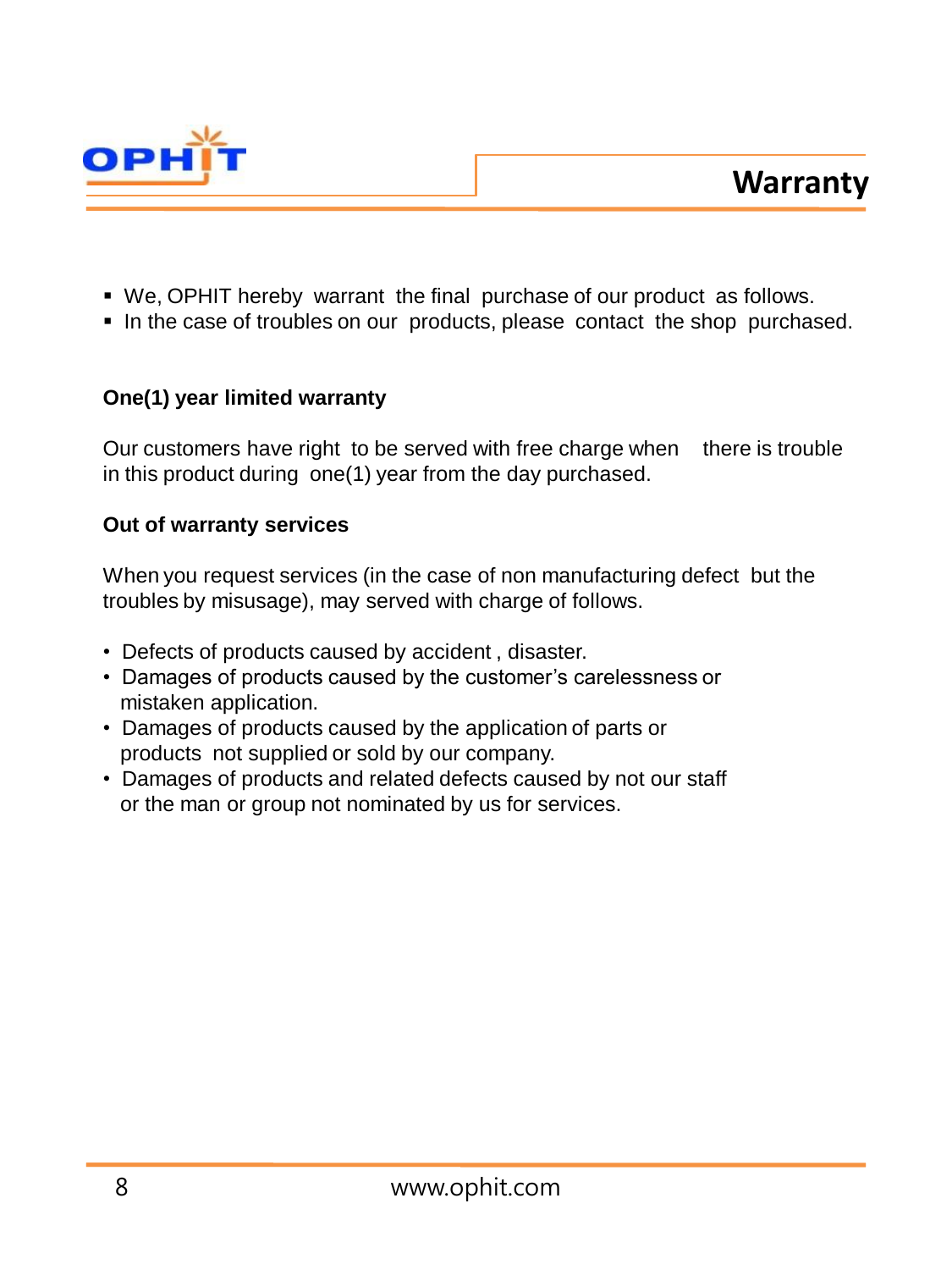# Warranty

- We, OPHIT hereby warrant the final purchase of our product as follows.
- In the case of troubles on our products, please contact the shop purchased.

**One(1) year limited warranty**

Our customers have right to be served with free charge when there is trouble in this product during one(1) year from the day purchased.

**Out of warranty services**

When you request services (in the case of non manufacturing defect but the troubles by misusage), may served with charge of follows.

- Defects of products caused by accident , disaster.
- Damages of products caused by the customer's carelessness or mistaken application.
- Damages of products caused by the application of parts or products not supplied or sold by our company.
- Damages of products and related defects caused by not our staff or the man or group not nominated by us for services.

www.ophit.com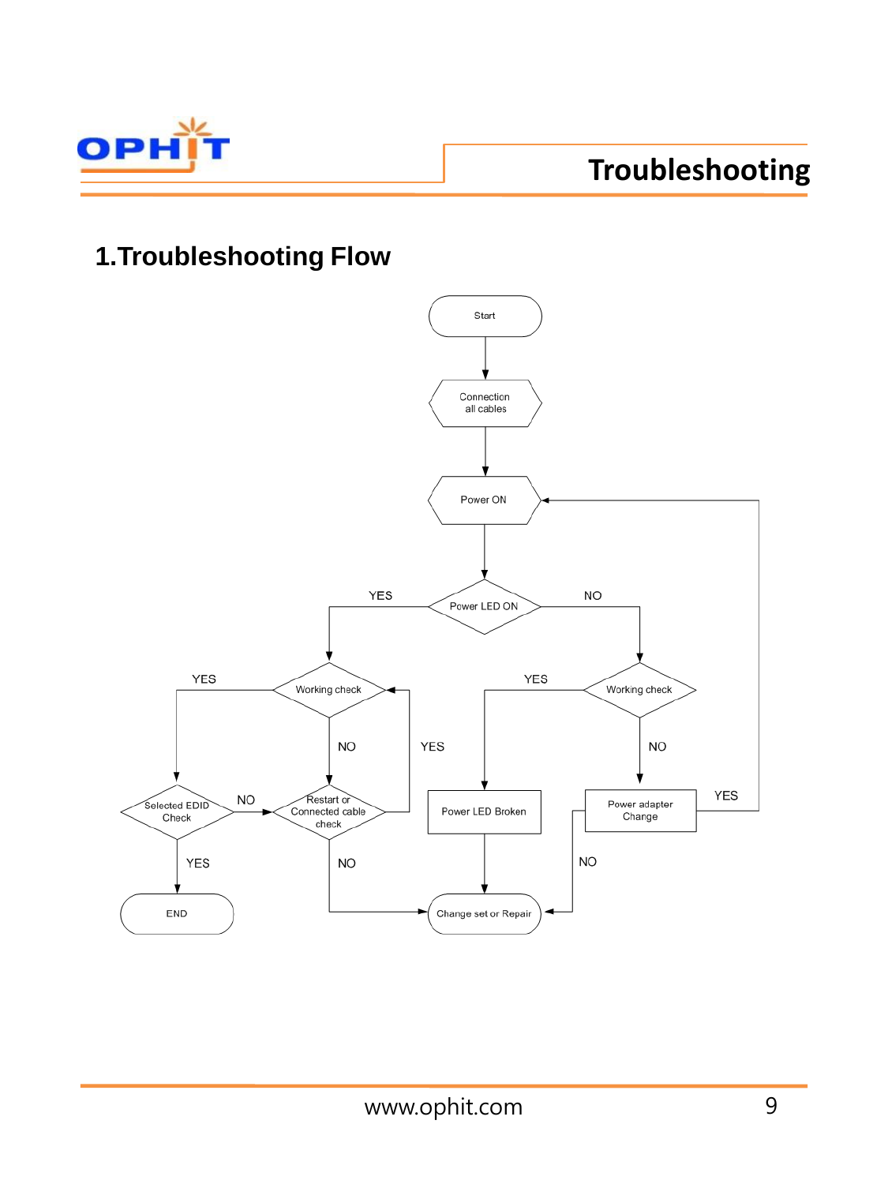# Troubleshooting

## 1.Troubleshooting Flow

Start

Connection all cables

Power ON

Power LED ON

YES

NO

Working check

YES

Working check

YES

NO

YES

NO

Selected EDID Check

NO

Restart or Connected cable check

Power LED Broken

Power adapter Change

YES

YES

NO

NO

END

Change set or Repair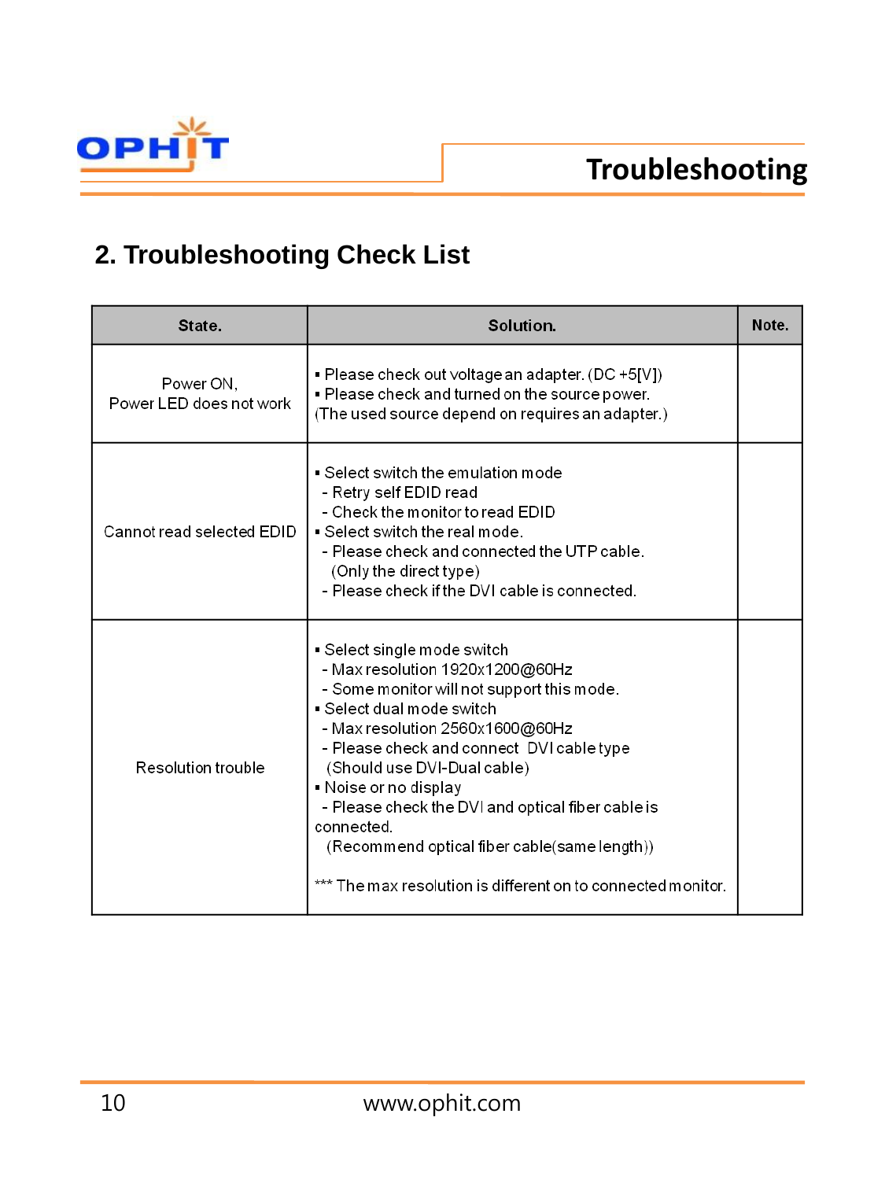## 2. Troubleshooting Check List

| State. | Solution. | Note. |
|---|---|---|
| Power ON,<br>Power LED does not work | ▪ Please check out voltage an adapter. (DC +5[V])<br>▪ Please check and turned on the source power.<br>(The used source depend on requires an adapter.) | |
| Cannot read selected EDID | ▪ Select switch the emulation mode<br>- Retry self EDID read<br>- Check the monitor to read EDID<br>▪ Select switch the real mode.<br>- Please check and connected the UTP cable.<br>(Only the direct type)<br>- Please check if the DVI cable is connected. | |
| Resolution trouble | ▪ Select single mode switch<br>- Max resolution 1920x1200@60Hz<br>- Some monitor will not support this mode.<br>▪ Select dual mode switch<br>- Max resolution 2560x1600@60Hz<br>- Please check and connect DVI cable type<br>(Should use DVI-Dual cable)<br>▪ Noise or no display<br>- Please check the DVI and optical fiber cable is connected.<br>(Recommend optical fiber cable(same length))<br><br>*** The max resolution is different on to connected monitor. | |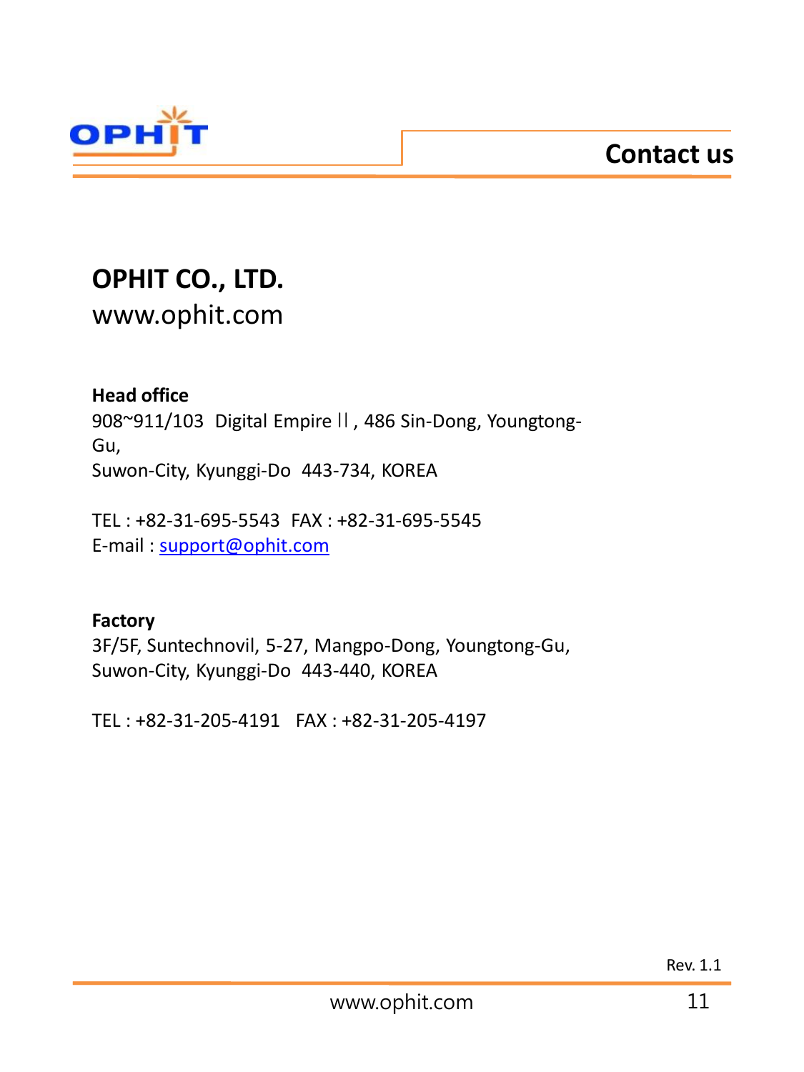# Contact us

## OPHIT CO., LTD.

www.ophit.com

**Head office**

908~911/103 Digital Empire ll , 486 Sin-Dong, Youngtong-Gu,
Suwon-City, Kyunggi-Do 443-734, KOREA

TEL : +82-31-695-5543 FAX : +82-31-695-5545
E-mail : support@ophit.com

**Factory**

3F/5F, Suntechnovil, 5-27, Mangpo-Dong, Youngtong-Gu,
Suwon-City, Kyunggi-Do 443-440, KOREA

TEL : +82-31-205-4191 FAX : +82-31-205-4197

Rev. 1.1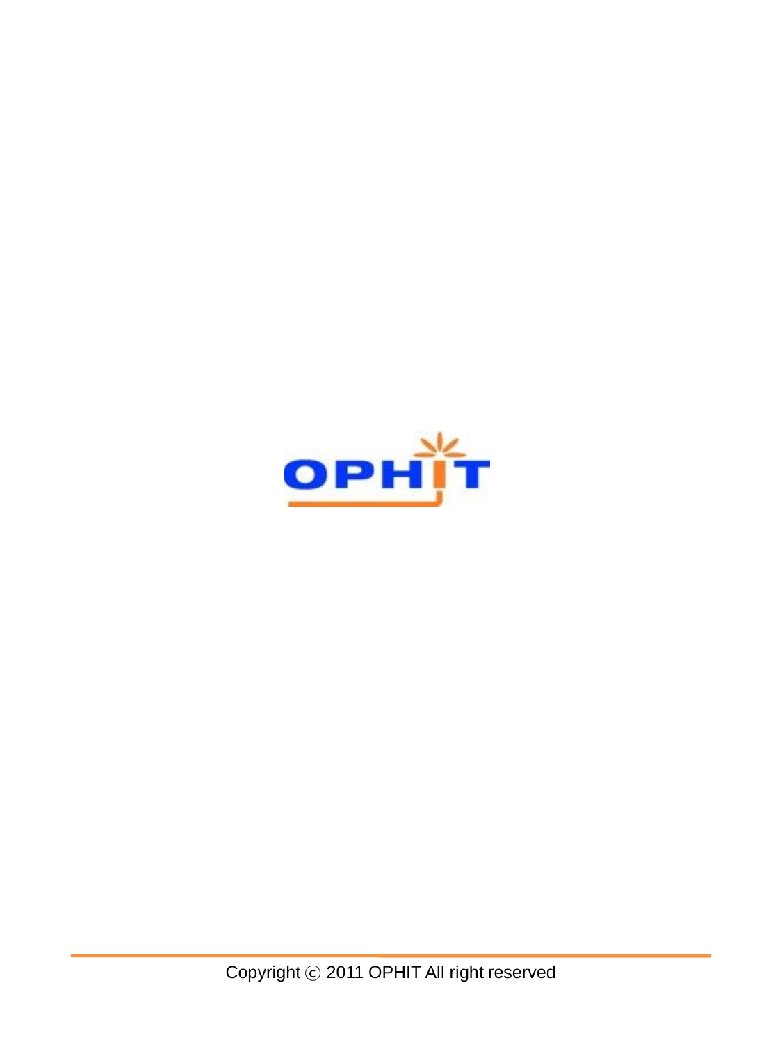OPHIT

Copyright © 2011 OPHIT All right reserved